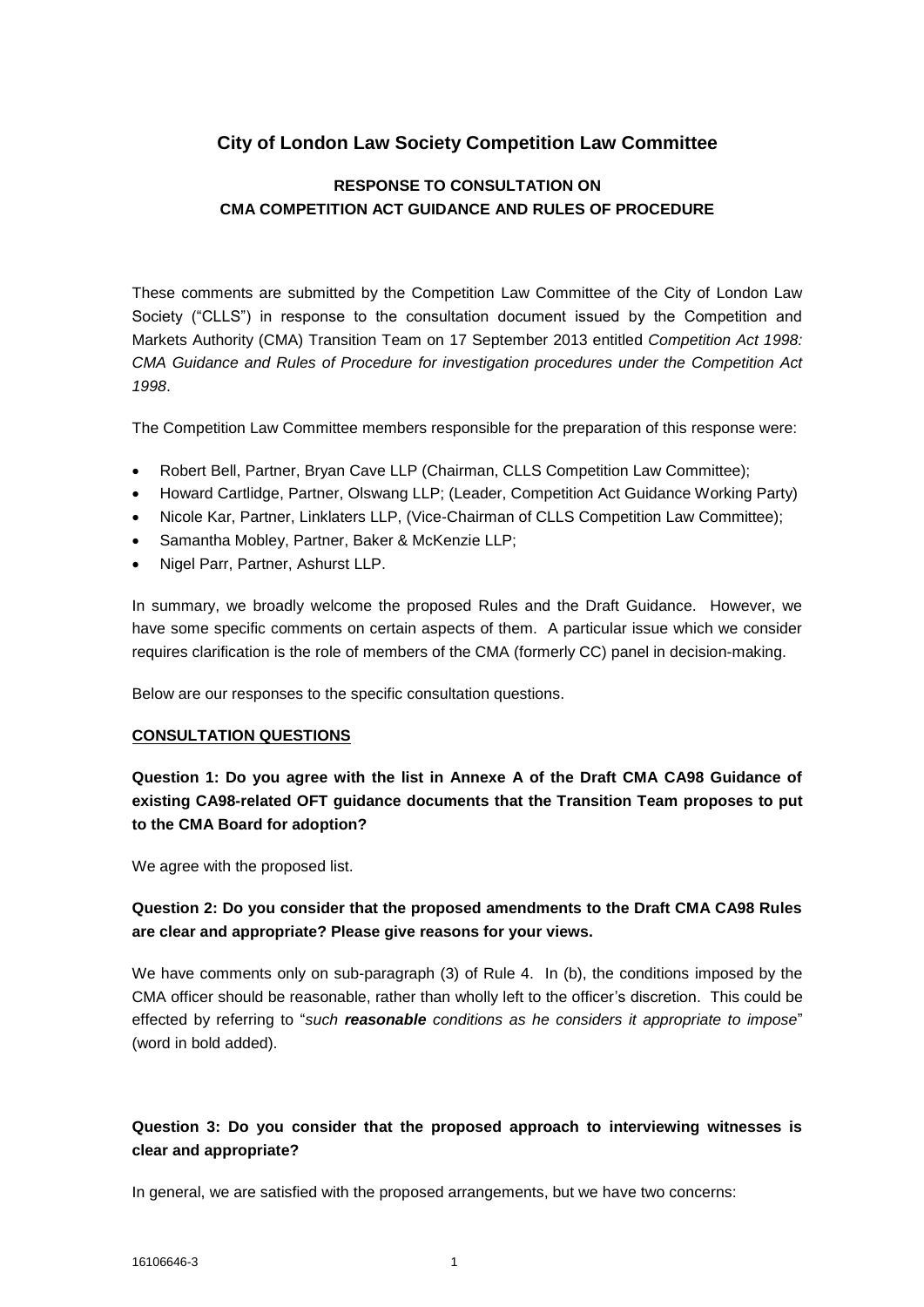# City of London Law Society Competition Law Committee

## RESPONSE TO CONSULTATION ON CMA COMPETITION ACT GUIDANCE AND RULES OF PROCEDURE

These comments are submitted by the Competition Law Committee of the City of London Law Society ("CLLS") in response to the consultation document issued by the Competition and Markets Authority (CMA) Transition Team on 17 September 2013 entitled *Competition Act 1998: CMA Guidance and Rules of Procedure for investigation procedures under the Competition Act 1998*.

The Competition Law Committee members responsible for the preparation of this response were:

- Robert Bell, Partner, Bryan Cave LLP (Chairman, CLLS Competition Law Committee);
- Howard Cartlidge, Partner, Olswang LLP; (Leader, Competition Act Guidance Working Party)
- Nicole Kar, Partner, Linklaters LLP, (Vice-Chairman of CLLS Competition Law Committee);
- Samantha Mobley, Partner, Baker & McKenzie LLP;
- Nigel Parr, Partner, Ashurst LLP.

In summary, we broadly welcome the proposed Rules and the Draft Guidance. However, we have some specific comments on certain aspects of them. A particular issue which we consider requires clarification is the role of members of the CMA (formerly CC) panel in decision-making.

Below are our responses to the specific consultation questions.

**CONSULTATION QUESTIONS**

**Question 1: Do you agree with the list in Annexe A of the Draft CMA CA98 Guidance of existing CA98-related OFT guidance documents that the Transition Team proposes to put to the CMA Board for adoption?**

We agree with the proposed list.

**Question 2: Do you consider that the proposed amendments to the Draft CMA CA98 Rules are clear and appropriate? Please give reasons for your views.**

We have comments only on sub-paragraph (3) of Rule 4. In (b), the conditions imposed by the CMA officer should be reasonable, rather than wholly left to the officer's discretion. This could be effected by referring to "*such **reasonable** conditions as he considers it appropriate to impose*" (word in bold added).

**Question 3: Do you consider that the proposed approach to interviewing witnesses is clear and appropriate?**

In general, we are satisfied with the proposed arrangements, but we have two concerns: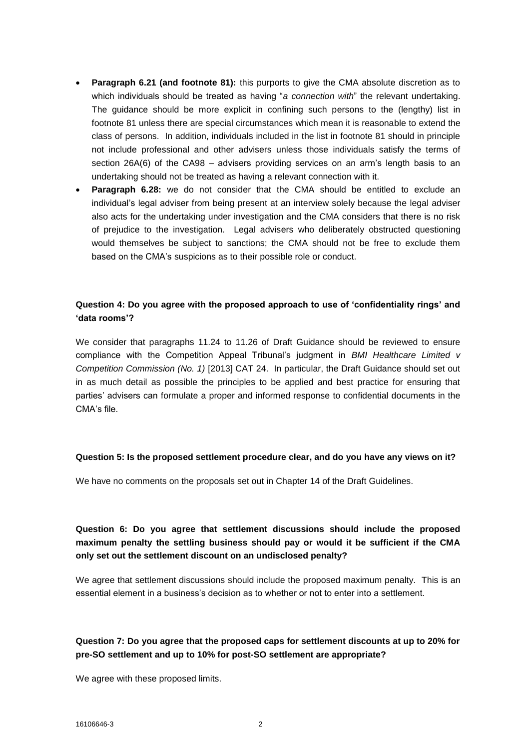- **Paragraph 6.21 (and footnote 81):** this purports to give the CMA absolute discretion as to which individuals should be treated as having "*a connection with*" the relevant undertaking. The guidance should be more explicit in confining such persons to the (lengthy) list in footnote 81 unless there are special circumstances which mean it is reasonable to extend the class of persons. In addition, individuals included in the list in footnote 81 should in principle not include professional and other advisers unless those individuals satisfy the terms of section 26A(6) of the CA98 – advisers providing services on an arm's length basis to an undertaking should not be treated as having a relevant connection with it.
- **Paragraph 6.28:** we do not consider that the CMA should be entitled to exclude an individual's legal adviser from being present at an interview solely because the legal adviser also acts for the undertaking under investigation and the CMA considers that there is no risk of prejudice to the investigation. Legal advisers who deliberately obstructed questioning would themselves be subject to sanctions; the CMA should not be free to exclude them based on the CMA's suspicions as to their possible role or conduct.

**Question 4: Do you agree with the proposed approach to use of 'confidentiality rings' and 'data rooms'?**

We consider that paragraphs 11.24 to 11.26 of Draft Guidance should be reviewed to ensure compliance with the Competition Appeal Tribunal's judgment in *BMI Healthcare Limited v Competition Commission (No. 1)* [2013] CAT 24. In particular, the Draft Guidance should set out in as much detail as possible the principles to be applied and best practice for ensuring that parties' advisers can formulate a proper and informed response to confidential documents in the CMA's file.

**Question 5: Is the proposed settlement procedure clear, and do you have any views on it?**

We have no comments on the proposals set out in Chapter 14 of the Draft Guidelines.

**Question 6: Do you agree that settlement discussions should include the proposed maximum penalty the settling business should pay or would it be sufficient if the CMA only set out the settlement discount on an undisclosed penalty?**

We agree that settlement discussions should include the proposed maximum penalty. This is an essential element in a business's decision as to whether or not to enter into a settlement.

**Question 7: Do you agree that the proposed caps for settlement discounts at up to 20% for pre-SO settlement and up to 10% for post-SO settlement are appropriate?**

We agree with these proposed limits.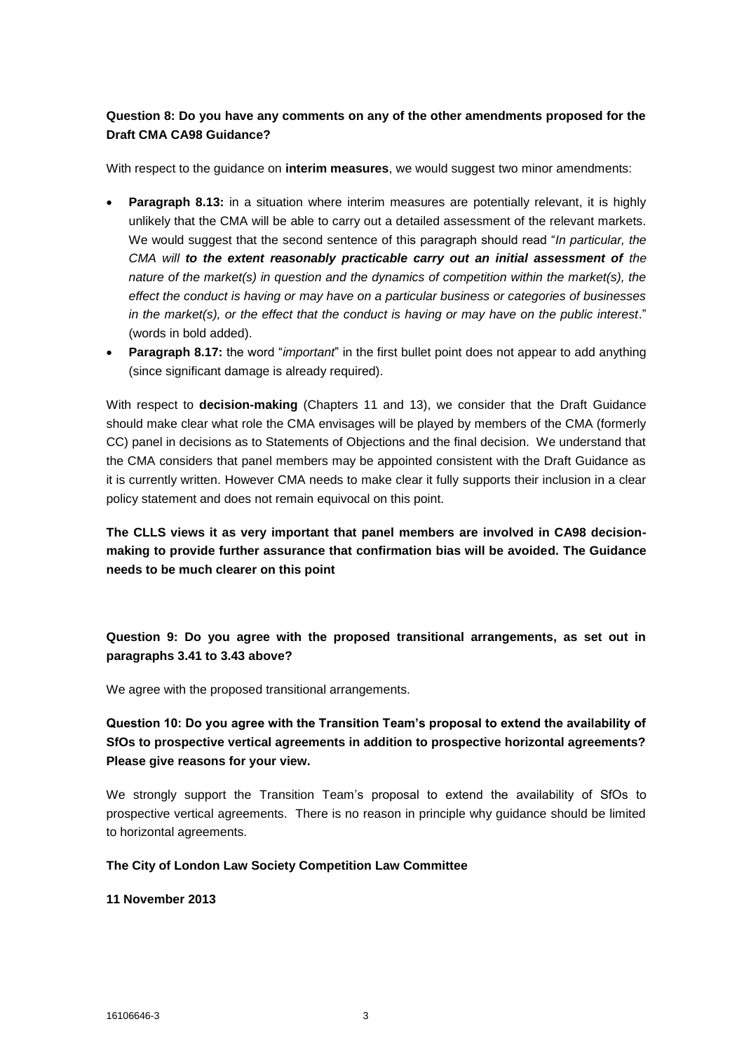**Question 8: Do you have any comments on any of the other amendments proposed for the Draft CMA CA98 Guidance?**

With respect to the guidance on **interim measures**, we would suggest two minor amendments:

- **Paragraph 8.13:** in a situation where interim measures are potentially relevant, it is highly unlikely that the CMA will be able to carry out a detailed assessment of the relevant markets. We would suggest that the second sentence of this paragraph should read "*In particular, the CMA will **to the extent reasonably practicable carry out an initial assessment of** the nature of the market(s) in question and the dynamics of competition within the market(s), the effect the conduct is having or may have on a particular business or categories of businesses in the market(s), or the effect that the conduct is having or may have on the public interest*." (words in bold added).
- **Paragraph 8.17:** the word "*important*" in the first bullet point does not appear to add anything (since significant damage is already required).

With respect to **decision-making** (Chapters 11 and 13), we consider that the Draft Guidance should make clear what role the CMA envisages will be played by members of the CMA (formerly CC) panel in decisions as to Statements of Objections and the final decision. We understand that the CMA considers that panel members may be appointed consistent with the Draft Guidance as it is currently written. However CMA needs to make clear it fully supports their inclusion in a clear policy statement and does not remain equivocal on this point.

**The CLLS views it as very important that panel members are involved in CA98 decision-making to provide further assurance that confirmation bias will be avoided. The Guidance needs to be much clearer on this point**

**Question 9: Do you agree with the proposed transitional arrangements, as set out in paragraphs 3.41 to 3.43 above?**

We agree with the proposed transitional arrangements.

**Question 10: Do you agree with the Transition Team's proposal to extend the availability of SfOs to prospective vertical agreements in addition to prospective horizontal agreements? Please give reasons for your view.**

We strongly support the Transition Team's proposal to extend the availability of SfOs to prospective vertical agreements. There is no reason in principle why guidance should be limited to horizontal agreements.

**The City of London Law Society Competition Law Committee**

**11 November 2013**

16106646-3